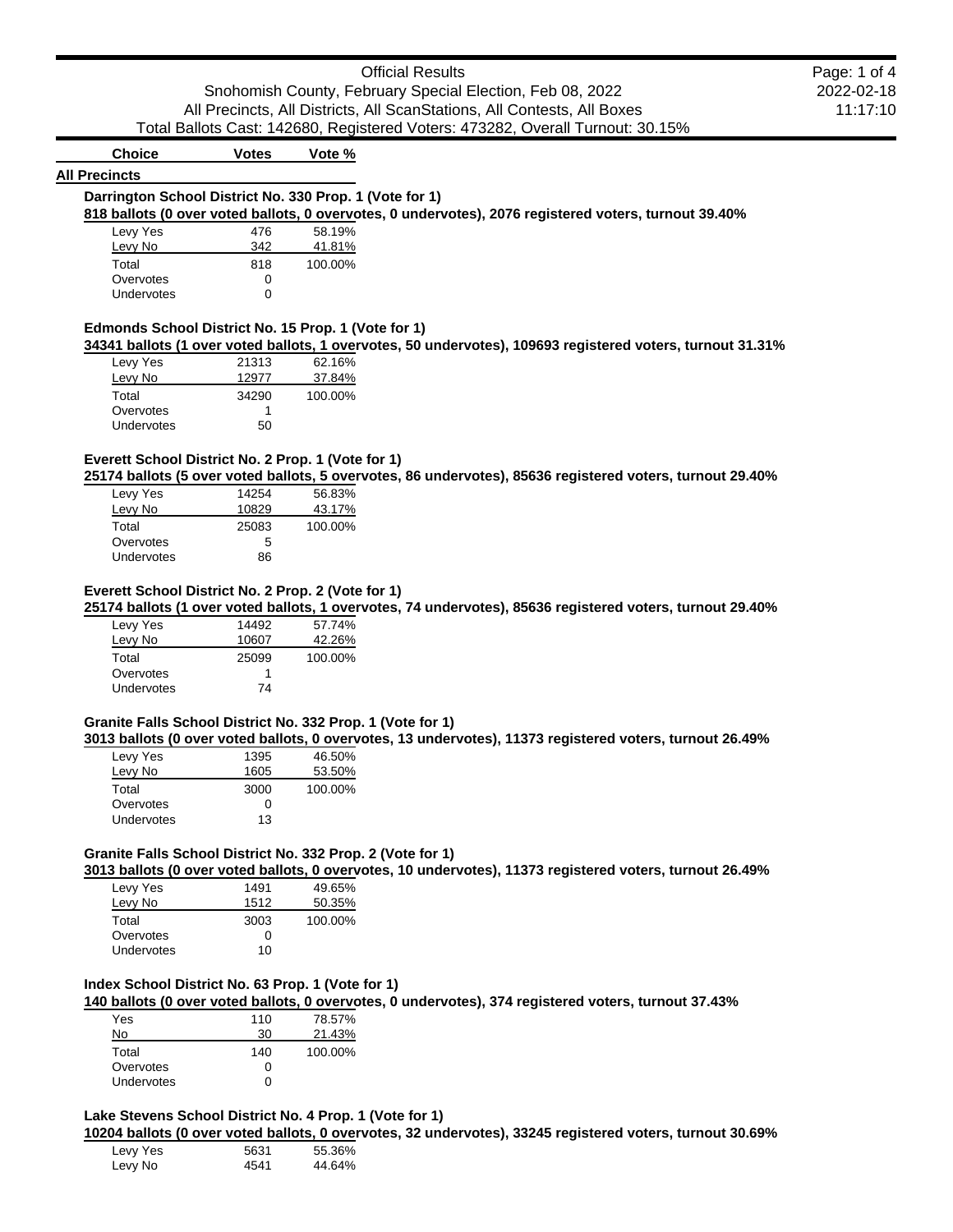# Official Results

Snohomish County, February Special Election, Feb 08, 2022

All Precincts, All Districts, All ScanStations, All Contests, All Boxes

Total Ballots Cast: 142680, Registered Voters: 473282, Overall Turnout: 30.15%

2022-02-18 11:17:10

## All Precincts

### Darrington School District No. 330 Prop. 1 (Vote for 1)

**818 ballots (0 over voted ballots, 0 overvotes, 0 undervotes), 2076 registered voters, turnout 39.40%**

| Choice | Votes | Vote % |
|---|---|---|
| Levy Yes | 476 | 58.19% |
| Levy No | 342 | 41.81% |
| Total | 818 | 100.00% |
| Overvotes | 0 | |
| Undervotes | 0 | |

### Edmonds School District No. 15 Prop. 1 (Vote for 1)

**34341 ballots (1 over voted ballots, 1 overvotes, 50 undervotes), 109693 registered voters, turnout 31.31%**

| Choice | Votes | Vote % |
|---|---|---|
| Levy Yes | 21313 | 62.16% |
| Levy No | 12977 | 37.84% |
| Total | 34290 | 100.00% |
| Overvotes | 1 | |
| Undervotes | 50 | |

### Everett School District No. 2 Prop. 1 (Vote for 1)

**25174 ballots (5 over voted ballots, 5 overvotes, 86 undervotes), 85636 registered voters, turnout 29.40%**

| Choice | Votes | Vote % |
|---|---|---|
| Levy Yes | 14254 | 56.83% |
| Levy No | 10829 | 43.17% |
| Total | 25083 | 100.00% |
| Overvotes | 5 | |
| Undervotes | 86 | |

### Everett School District No. 2 Prop. 2 (Vote for 1)

**25174 ballots (1 over voted ballots, 1 overvotes, 74 undervotes), 85636 registered voters, turnout 29.40%**

| Choice | Votes | Vote % |
|---|---|---|
| Levy Yes | 14492 | 57.74% |
| Levy No | 10607 | 42.26% |
| Total | 25099 | 100.00% |
| Overvotes | 1 | |
| Undervotes | 74 | |

### Granite Falls School District No. 332 Prop. 1 (Vote for 1)

**3013 ballots (0 over voted ballots, 0 overvotes, 13 undervotes), 11373 registered voters, turnout 26.49%**

| Choice | Votes | Vote % |
|---|---|---|
| Levy Yes | 1395 | 46.50% |
| Levy No | 1605 | 53.50% |
| Total | 3000 | 100.00% |
| Overvotes | 0 | |
| Undervotes | 13 | |

### Granite Falls School District No. 332 Prop. 2 (Vote for 1)

**3013 ballots (0 over voted ballots, 0 overvotes, 10 undervotes), 11373 registered voters, turnout 26.49%**

| Choice | Votes | Vote % |
|---|---|---|
| Levy Yes | 1491 | 49.65% |
| Levy No | 1512 | 50.35% |
| Total | 3003 | 100.00% |
| Overvotes | 0 | |
| Undervotes | 10 | |

### Index School District No. 63 Prop. 1 (Vote for 1)

**140 ballots (0 over voted ballots, 0 overvotes, 0 undervotes), 374 registered voters, turnout 37.43%**

| Choice | Votes | Vote % |
|---|---|---|
| Yes | 110 | 78.57% |
| No | 30 | 21.43% |
| Total | 140 | 100.00% |
| Overvotes | 0 | |
| Undervotes | 0 | |

### Lake Stevens School District No. 4 Prop. 1 (Vote for 1)

**10204 ballots (0 over voted ballots, 0 overvotes, 32 undervotes), 33245 registered voters, turnout 30.69%**

| Choice | Votes | Vote % |
|---|---|---|
| Levy Yes | 5631 | 55.36% |
| Levy No | 4541 | 44.64% |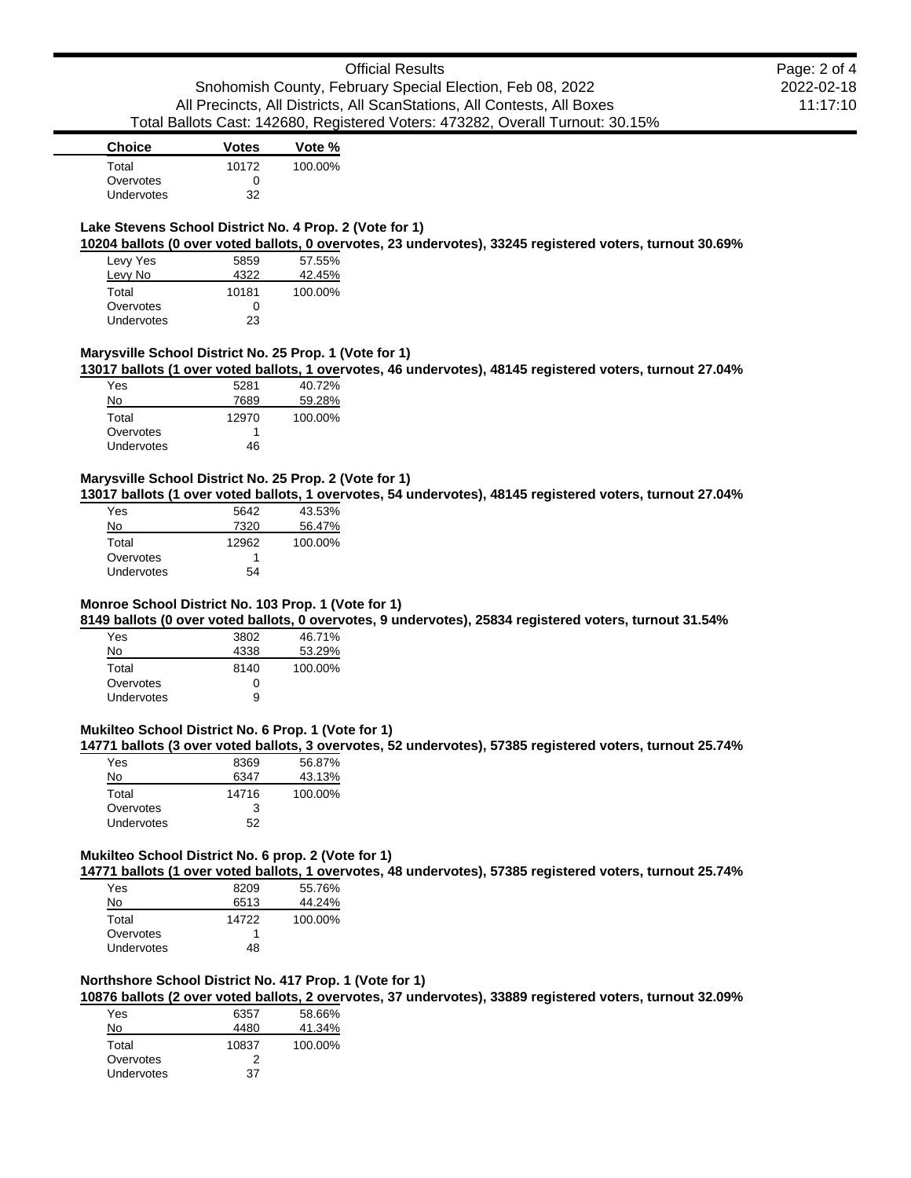| Choice | Votes | Vote % |
|---|---|---|
| Total | 10172 | 100.00% |
| Overvotes | 0 | |
| Undervotes | 32 | |

### Lake Stevens School District No. 4 Prop. 2 (Vote for 1)

**10204 ballots (0 over voted ballots, 0 overvotes, 23 undervotes), 33245 registered voters, turnout 30.69%**

| Choice | Votes | Vote % |
|---|---|---|
| Levy Yes | 5859 | 57.55% |
| Levy No | 4322 | 42.45% |
| Total | 10181 | 100.00% |
| Overvotes | 0 | |
| Undervotes | 23 | |

### Marysville School District No. 25 Prop. 1 (Vote for 1)

**13017 ballots (1 over voted ballots, 1 overvotes, 46 undervotes), 48145 registered voters, turnout 27.04%**

| Choice | Votes | Vote % |
|---|---|---|
| Yes | 5281 | 40.72% |
| No | 7689 | 59.28% |
| Total | 12970 | 100.00% |
| Overvotes | 1 | |
| Undervotes | 46 | |

### Marysville School District No. 25 Prop. 2 (Vote for 1)

**13017 ballots (1 over voted ballots, 1 overvotes, 54 undervotes), 48145 registered voters, turnout 27.04%**

| Choice | Votes | Vote % |
|---|---|---|
| Yes | 5642 | 43.53% |
| No | 7320 | 56.47% |
| Total | 12962 | 100.00% |
| Overvotes | 1 | |
| Undervotes | 54 | |

### Monroe School District No. 103 Prop. 1 (Vote for 1)

**8149 ballots (0 over voted ballots, 0 overvotes, 9 undervotes), 25834 registered voters, turnout 31.54%**

| Choice | Votes | Vote % |
|---|---|---|
| Yes | 3802 | 46.71% |
| No | 4338 | 53.29% |
| Total | 8140 | 100.00% |
| Overvotes | 0 | |
| Undervotes | 9 | |

### Mukilteo School District No. 6 Prop. 1 (Vote for 1)

**14771 ballots (3 over voted ballots, 3 overvotes, 52 undervotes), 57385 registered voters, turnout 25.74%**

| Choice | Votes | Vote % |
|---|---|---|
| Yes | 8369 | 56.87% |
| No | 6347 | 43.13% |
| Total | 14716 | 100.00% |
| Overvotes | 3 | |
| Undervotes | 52 | |

### Mukilteo School District No. 6 prop. 2 (Vote for 1)

**14771 ballots (1 over voted ballots, 1 overvotes, 48 undervotes), 57385 registered voters, turnout 25.74%**

| Choice | Votes | Vote % |
|---|---|---|
| Yes | 8209 | 55.76% |
| No | 6513 | 44.24% |
| Total | 14722 | 100.00% |
| Overvotes | 1 | |
| Undervotes | 48 | |

### Northshore School District No. 417 Prop. 1 (Vote for 1)

**10876 ballots (2 over voted ballots, 2 overvotes, 37 undervotes), 33889 registered voters, turnout 32.09%**

| Choice | Votes | Vote % |
|---|---|---|
| Yes | 6357 | 58.66% |
| No | 4480 | 41.34% |
| Total | 10837 | 100.00% |
| Overvotes | 2 | |
| Undervotes | 37 | |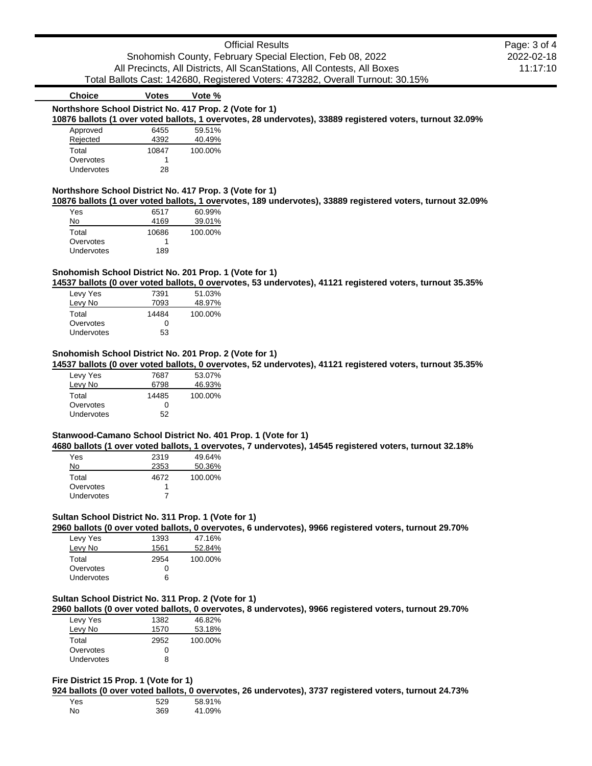| Choice | Votes | Vote % |
|---|---|---|

**Northshore School District No. 417 Prop. 2 (Vote for 1)**

**10876 ballots (1 over voted ballots, 1 overvotes, 28 undervotes), 33889 registered voters, turnout 32.09%**

| Choice | Votes | Vote % |
|---|---|---|
| Approved | 6455 | 59.51% |
| Rejected | 4392 | 40.49% |
| Total | 10847 | 100.00% |
| Overvotes | 1 | |
| Undervotes | 28 | |

**Northshore School District No. 417 Prop. 3 (Vote for 1)**

**10876 ballots (1 over voted ballots, 1 overvotes, 189 undervotes), 33889 registered voters, turnout 32.09%**

| Choice | Votes | Vote % |
|---|---|---|
| Yes | 6517 | 60.99% |
| No | 4169 | 39.01% |
| Total | 10686 | 100.00% |
| Overvotes | 1 | |
| Undervotes | 189 | |

**Snohomish School District No. 201 Prop. 1 (Vote for 1)**

**14537 ballots (0 over voted ballots, 0 overvotes, 53 undervotes), 41121 registered voters, turnout 35.35%**

| Choice | Votes | Vote % |
|---|---|---|
| Levy Yes | 7391 | 51.03% |
| Levy No | 7093 | 48.97% |
| Total | 14484 | 100.00% |
| Overvotes | 0 | |
| Undervotes | 53 | |

**Snohomish School District No. 201 Prop. 2 (Vote for 1)**

**14537 ballots (0 over voted ballots, 0 overvotes, 52 undervotes), 41121 registered voters, turnout 35.35%**

| Choice | Votes | Vote % |
|---|---|---|
| Levy Yes | 7687 | 53.07% |
| Levy No | 6798 | 46.93% |
| Total | 14485 | 100.00% |
| Overvotes | 0 | |
| Undervotes | 52 | |

**Stanwood-Camano School District No. 401 Prop. 1 (Vote for 1)**

**4680 ballots (1 over voted ballots, 1 overvotes, 7 undervotes), 14545 registered voters, turnout 32.18%**

| Choice | Votes | Vote % |
|---|---|---|
| Yes | 2319 | 49.64% |
| No | 2353 | 50.36% |
| Total | 4672 | 100.00% |
| Overvotes | 1 | |
| Undervotes | 7 | |

**Sultan School District No. 311 Prop. 1 (Vote for 1)**

**2960 ballots (0 over voted ballots, 0 overvotes, 6 undervotes), 9966 registered voters, turnout 29.70%**

| Choice | Votes | Vote % |
|---|---|---|
| Levy Yes | 1393 | 47.16% |
| Levy No | 1561 | 52.84% |
| Total | 2954 | 100.00% |
| Overvotes | 0 | |
| Undervotes | 6 | |

**Sultan School District No. 311 Prop. 2 (Vote for 1)**

**2960 ballots (0 over voted ballots, 0 overvotes, 8 undervotes), 9966 registered voters, turnout 29.70%**

| Choice | Votes | Vote % |
|---|---|---|
| Levy Yes | 1382 | 46.82% |
| Levy No | 1570 | 53.18% |
| Total | 2952 | 100.00% |
| Overvotes | 0 | |
| Undervotes | 8 | |

**Fire District 15 Prop. 1 (Vote for 1)**

**924 ballots (0 over voted ballots, 0 overvotes, 26 undervotes), 3737 registered voters, turnout 24.73%**

| Choice | Votes | Vote % |
|---|---|---|
| Yes | 529 | 58.91% |
| No | 369 | 41.09% |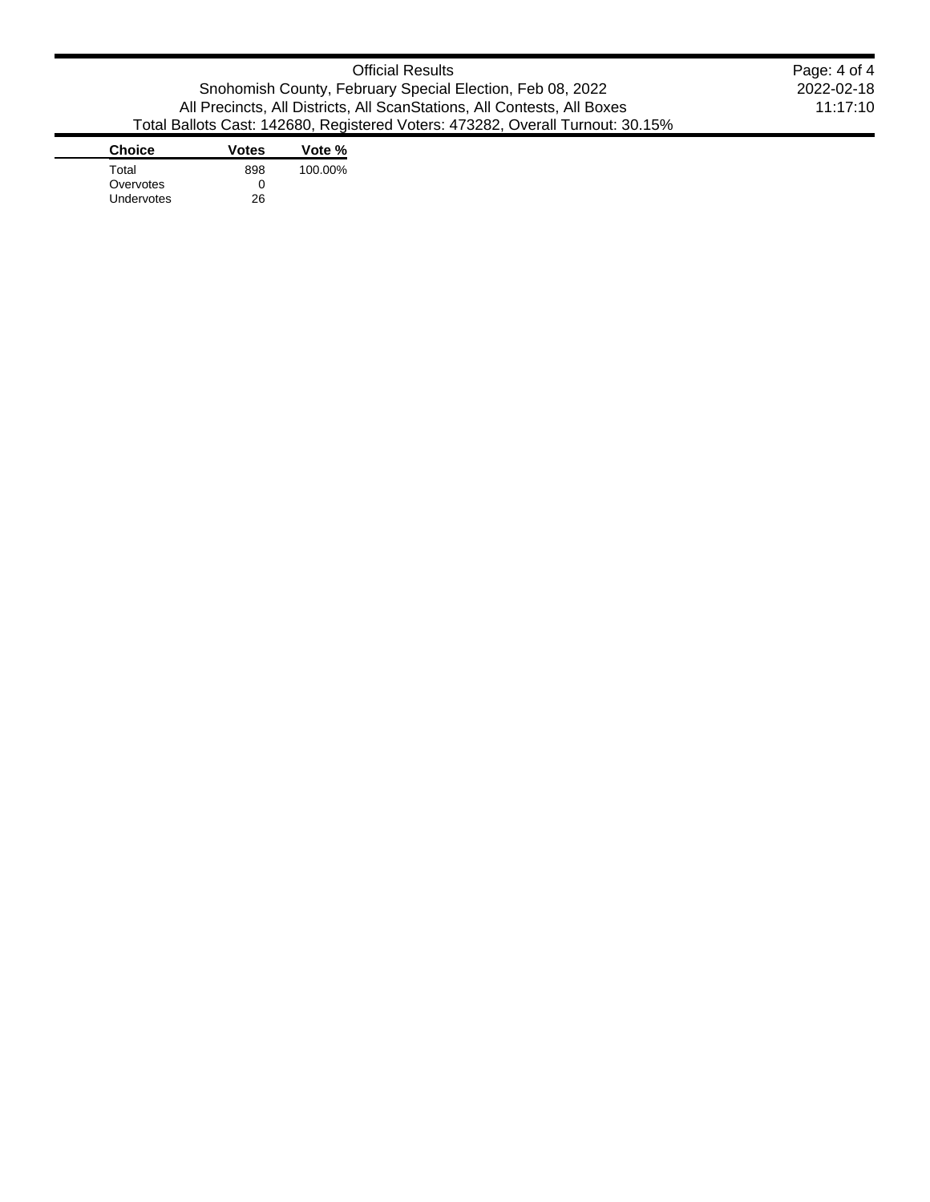| Choice | Votes | Vote % |
|---|---|---|
| Total | 898 | 100.00% |
| Overvotes | 0 | |
| Undervotes | 26 | |